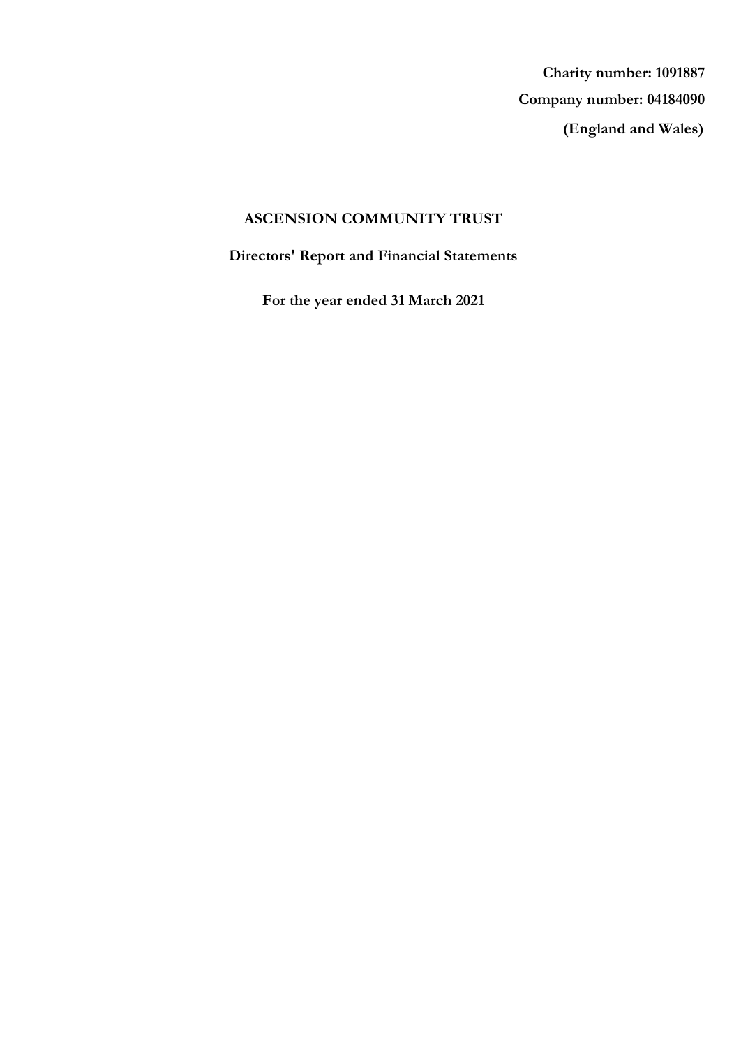**Charity number: 1091887**

**Company number: 04184090**

**(England and Wales)**

# ASCENSION COMMUNITY TRUST

## Directors' Report and Financial Statements

## For the year ended 31 March 2021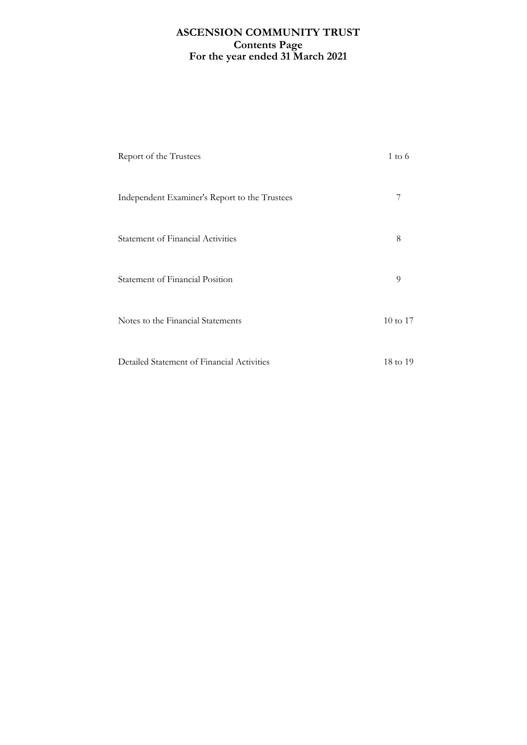# ASCENSION COMMUNITY TRUST
## Contents Page
## For the year ended 31 March 2021

| | |
|---|---|
| Report of the Trustees | 1 to 6 |
| Independent Examiner's Report to the Trustees | 7 |
| Statement of Financial Activities | 8 |
| Statement of Financial Position | 9 |
| Notes to the Financial Statements | 10 to 17 |
| Detailed Statement of Financial Activities | 18 to 19 |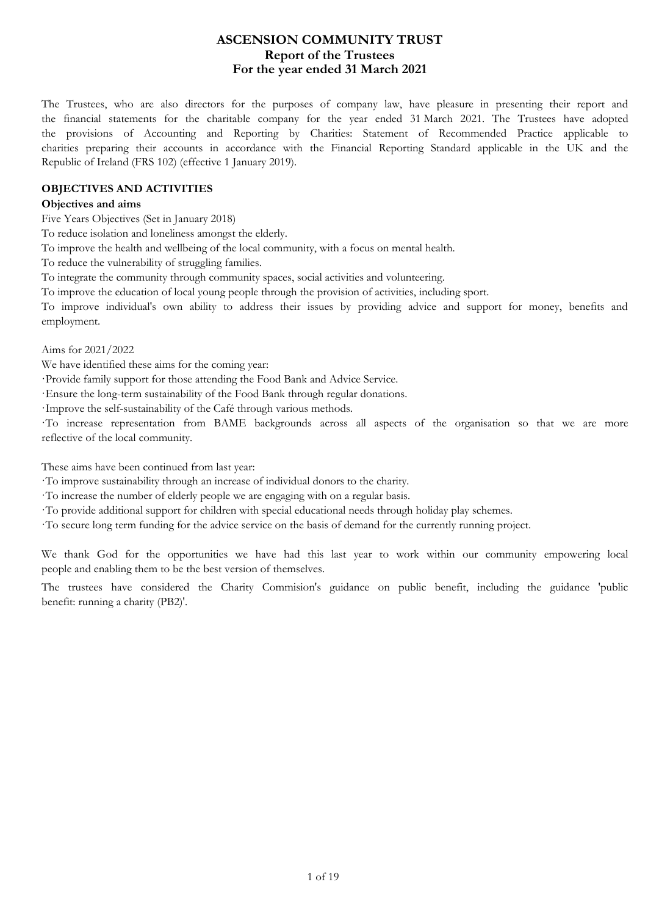# ASCENSION COMMUNITY TRUST
## Report of the Trustees
## For the year ended 31 March 2021

The Trustees, who are also directors for the purposes of company law, have pleasure in presenting their report and the financial statements for the charitable company for the year ended 31 March 2021. The Trustees have adopted the provisions of Accounting and Reporting by Charities: Statement of Recommended Practice applicable to charities preparing their accounts in accordance with the Financial Reporting Standard applicable in the UK and the Republic of Ireland (FRS 102) (effective 1 January 2019).

### OBJECTIVES AND ACTIVITIES

**Objectives and aims**

Five Years Objectives (Set in January 2018)

To reduce isolation and loneliness amongst the elderly.

To improve the health and wellbeing of the local community, with a focus on mental health.

To reduce the vulnerability of struggling families.

To integrate the community through community spaces, social activities and volunteering.

To improve the education of local young people through the provision of activities, including sport.

To improve individual's own ability to address their issues by providing advice and support for money, benefits and employment.

Aims for 2021/2022

We have identified these aims for the coming year:

·Provide family support for those attending the Food Bank and Advice Service.

·Ensure the long-term sustainability of the Food Bank through regular donations.

·Improve the self-sustainability of the Café through various methods.

·To increase representation from BAME backgrounds across all aspects of the organisation so that we are more reflective of the local community.

These aims have been continued from last year:

·To improve sustainability through an increase of individual donors to the charity.

·To increase the number of elderly people we are engaging with on a regular basis.

·To provide additional support for children with special educational needs through holiday play schemes.

·To secure long term funding for the advice service on the basis of demand for the currently running project.

We thank God for the opportunities we have had this last year to work within our community empowering local people and enabling them to be the best version of themselves.

The trustees have considered the Charity Commision's guidance on public benefit, including the guidance 'public benefit: running a charity (PB2)'.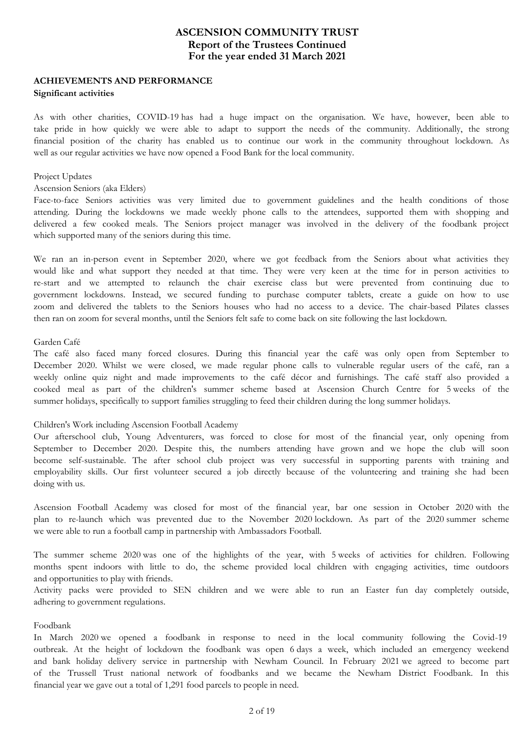# ASCENSION COMMUNITY TRUST
## Report of the Trustees Continued
## For the year ended 31 March 2021

### ACHIEVEMENTS AND PERFORMANCE

**Significant activities**

As with other charities, COVID-19 has had a huge impact on the organisation. We have, however, been able to take pride in how quickly we were able to adapt to support the needs of the community. Additionally, the strong financial position of the charity has enabled us to continue our work in the community throughout lockdown. As well as our regular activities we have now opened a Food Bank for the local community.

Project Updates

Ascension Seniors (aka Elders)

Face-to-face Seniors activities was very limited due to government guidelines and the health conditions of those attending. During the lockdowns we made weekly phone calls to the attendees, supported them with shopping and delivered a few cooked meals. The Seniors project manager was involved in the delivery of the foodbank project which supported many of the seniors during this time.

We ran an in-person event in September 2020, where we got feedback from the Seniors about what activities they would like and what support they needed at that time. They were very keen at the time for in person activities to re-start and we attempted to relaunch the chair exercise class but were prevented from continuing due to government lockdowns. Instead, we secured funding to purchase computer tablets, create a guide on how to use zoom and delivered the tablets to the Seniors houses who had no access to a device. The chair-based Pilates classes then ran on zoom for several months, until the Seniors felt safe to come back on site following the last lockdown.

Garden Café

The café also faced many forced closures. During this financial year the café was only open from September to December 2020. Whilst we were closed, we made regular phone calls to vulnerable regular users of the café, ran a weekly online quiz night and made improvements to the café décor and furnishings. The café staff also provided a cooked meal as part of the children's summer scheme based at Ascension Church Centre for 5 weeks of the summer holidays, specifically to support families struggling to feed their children during the long summer holidays.

Children's Work including Ascension Football Academy

Our afterschool club, Young Adventurers, was forced to close for most of the financial year, only opening from September to December 2020. Despite this, the numbers attending have grown and we hope the club will soon become self-sustainable. The after school club project was very successful in supporting parents with training and employability skills. Our first volunteer secured a job directly because of the volunteering and training she had been doing with us.

Ascension Football Academy was closed for most of the financial year, bar one session in October 2020 with the plan to re-launch which was prevented due to the November 2020 lockdown. As part of the 2020 summer scheme we were able to run a football camp in partnership with Ambassadors Football.

The summer scheme 2020 was one of the highlights of the year, with 5 weeks of activities for children. Following months spent indoors with little to do, the scheme provided local children with engaging activities, time outdoors and opportunities to play with friends.

Activity packs were provided to SEN children and we were able to run an Easter fun day completely outside, adhering to government regulations.

Foodbank

In March 2020 we opened a foodbank in response to need in the local community following the Covid-19 outbreak. At the height of lockdown the foodbank was open 6 days a week, which included an emergency weekend and bank holiday delivery service in partnership with Newham Council. In February 2021 we agreed to become part of the Trussell Trust national network of foodbanks and we became the Newham District Foodbank. In this financial year we gave out a total of 1,291 food parcels to people in need.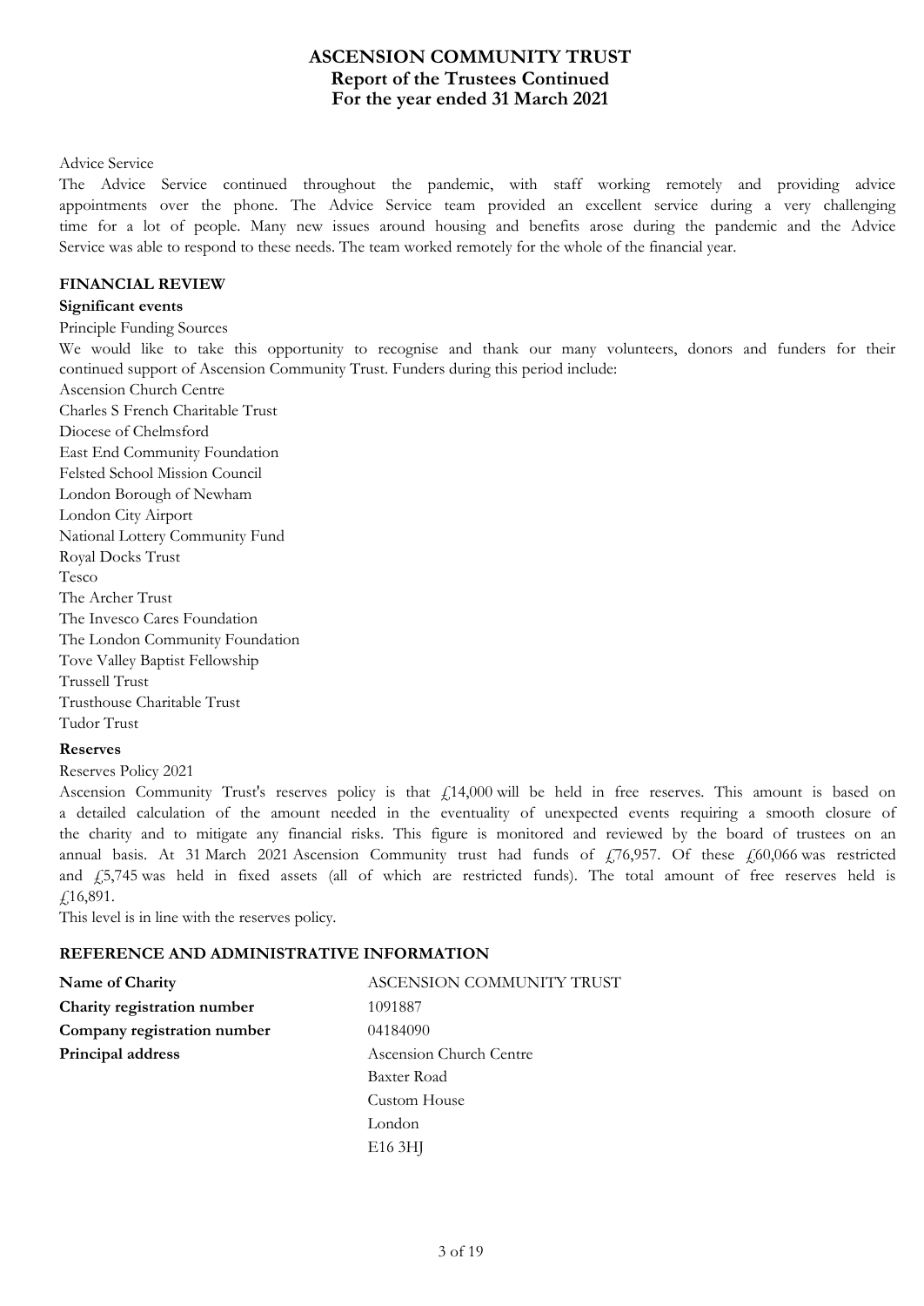Advice Service

The Advice Service continued throughout the pandemic, with staff working remotely and providing advice appointments over the phone. The Advice Service team provided an excellent service during a very challenging time for a lot of people. Many new issues around housing and benefits arose during the pandemic and the Advice Service was able to respond to these needs. The team worked remotely for the whole of the financial year.

## FINANCIAL REVIEW

### Significant events

Principle Funding Sources

We would like to take this opportunity to recognise and thank our many volunteers, donors and funders for their continued support of Ascension Community Trust. Funders during this period include:

Ascension Church Centre
Charles S French Charitable Trust
Diocese of Chelmsford
East End Community Foundation
Felsted School Mission Council
London Borough of Newham
London City Airport
National Lottery Community Fund
Royal Docks Trust
Tesco
The Archer Trust
The Invesco Cares Foundation
The London Community Foundation
Tove Valley Baptist Fellowship
Trussell Trust
Trusthouse Charitable Trust
Tudor Trust

### Reserves

Reserves Policy 2021

Ascension Community Trust's reserves policy is that £14,000 will be held in free reserves. This amount is based on a detailed calculation of the amount needed in the eventuality of unexpected events requiring a smooth closure of the charity and to mitigate any financial risks. This figure is monitored and reviewed by the board of trustees on an annual basis. At 31 March 2021 Ascension Community trust had funds of £76,957. Of these £60,066 was restricted and £5,745 was held in fixed assets (all of which are restricted funds). The total amount of free reserves held is £16,891.

This level is in line with the reserves policy.

## REFERENCE AND ADMINISTRATIVE INFORMATION

| | |
|---|---|
| **Name of Charity** | ASCENSION COMMUNITY TRUST |
| **Charity registration number** | 1091887 |
| **Company registration number** | 04184090 |
| **Principal address** | Ascension Church Centre<br>Baxter Road<br>Custom House<br>London<br>E16 3HJ |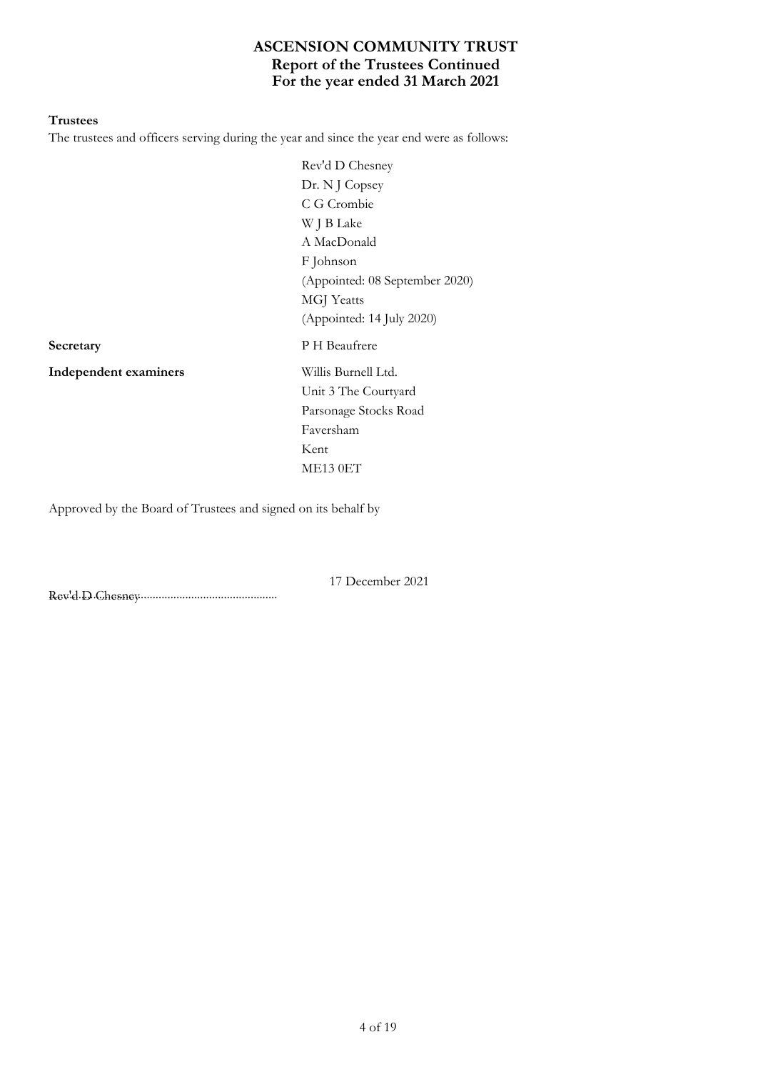# ASCENSION COMMUNITY TRUST
## Report of the Trustees Continued
## For the year ended 31 March 2021

**Trustees**

The trustees and officers serving during the year and since the year end were as follows:

Rev'd D Chesney
Dr. N J Copsey
C G Crombie
W J B Lake
A MacDonald
F Johnson
(Appointed: 08 September 2020)
MGJ Yeatts
(Appointed: 14 July 2020)

**Secretary**

P H Beaufrere

**Independent examiners**

Willis Burnell Ltd.
Unit 3 The Courtyard
Parsonage Stocks Road
Faversham
Kent
ME13 0ET

Approved by the Board of Trustees and signed on its behalf by

Rev'd D Chesney..............................................

17 December 2021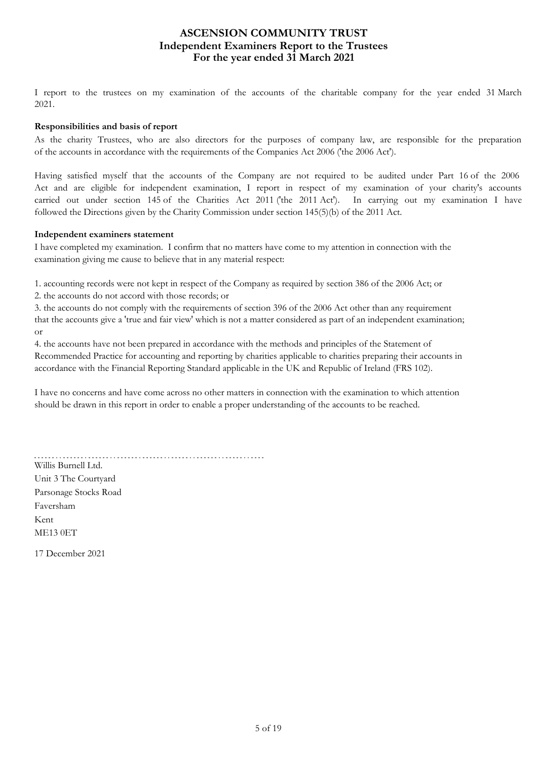# ASCENSION COMMUNITY TRUST
## Independent Examiners Report to the Trustees
## For the year ended 31 March 2021

I report to the trustees on my examination of the accounts of the charitable company for the year ended 31 March 2021.

**Responsibilities and basis of report**

As the charity Trustees, who are also directors for the purposes of company law, are responsible for the preparation of the accounts in accordance with the requirements of the Companies Act 2006 ('the 2006 Act').

Having satisfied myself that the accounts of the Company are not required to be audited under Part 16 of the 2006 Act and are eligible for independent examination, I report in respect of my examination of your charity's accounts carried out under section 145 of the Charities Act 2011 ('the 2011 Act'). In carrying out my examination I have followed the Directions given by the Charity Commission under section 145(5)(b) of the 2011 Act.

**Independent examiners statement**

I have completed my examination. I confirm that no matters have come to my attention in connection with the examination giving me cause to believe that in any material respect:

1. accounting records were not kept in respect of the Company as required by section 386 of the 2006 Act; or
2. the accounts do not accord with those records; or
3. the accounts do not comply with the requirements of section 396 of the 2006 Act other than any requirement that the accounts give a 'true and fair view' which is not a matter considered as part of an independent examination; or
4. the accounts have not been prepared in accordance with the methods and principles of the Statement of Recommended Practice for accounting and reporting by charities applicable to charities preparing their accounts in accordance with the Financial Reporting Standard applicable in the UK and Republic of Ireland (FRS 102).

I have no concerns and have come across no other matters in connection with the examination to which attention should be drawn in this report in order to enable a proper understanding of the accounts to be reached.

Willis Burnell Ltd.
Unit 3 The Courtyard
Parsonage Stocks Road
Faversham
Kent
ME13 0ET

17 December 2021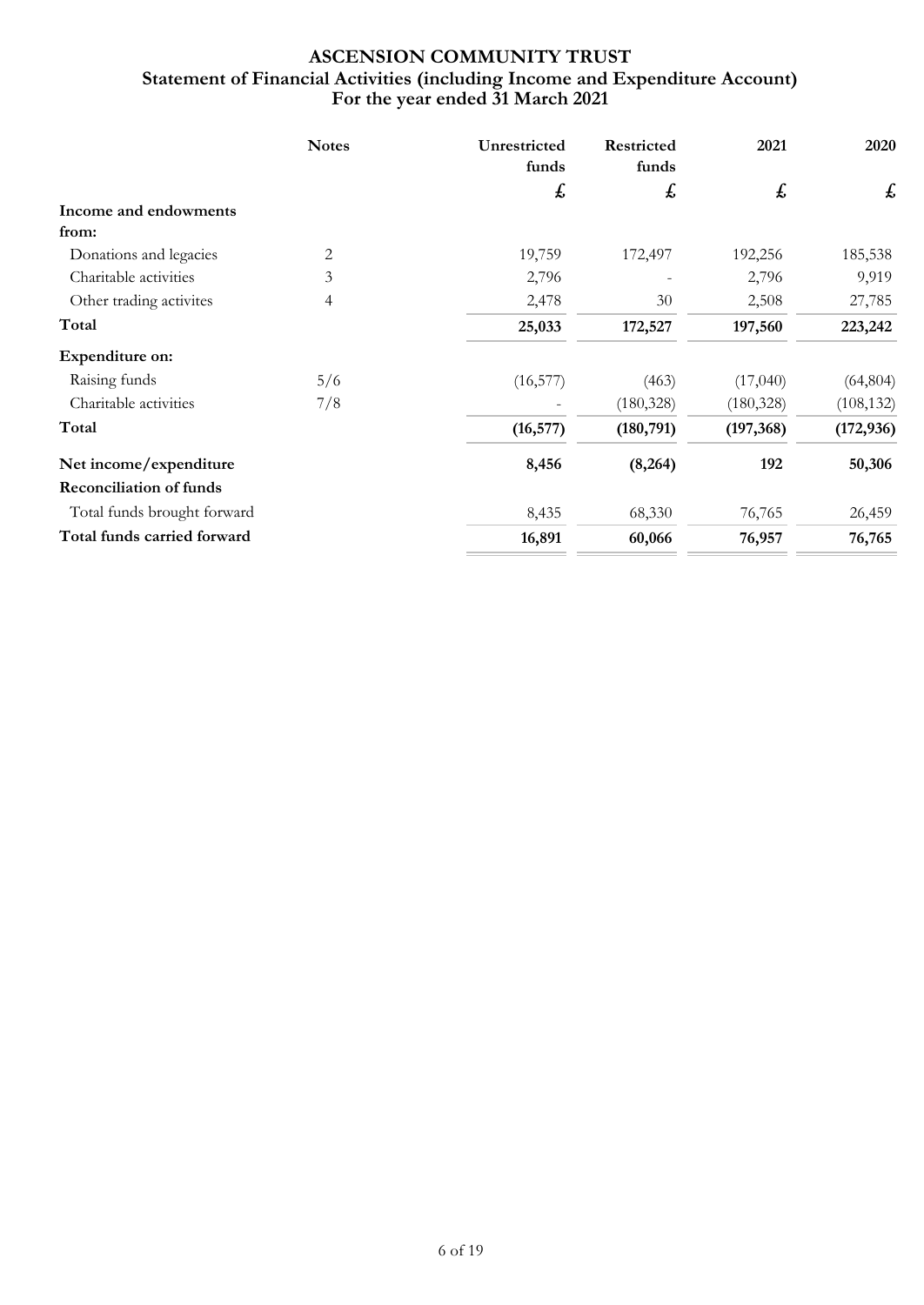# ASCENSION COMMUNITY TRUST

## Statement of Financial Activities (including Income and Expenditure Account)

### For the year ended 31 March 2021

| | Notes | Unrestricted funds | Restricted funds | 2021 | 2020 |
|---|---|---|---|---|---|
| | | £ | £ | £ | £ |
| **Income and endowments from:** | | | | | |
| Donations and legacies | 2 | 19,759 | 172,497 | 192,256 | 185,538 |
| Charitable activities | 3 | 2,796 | - | 2,796 | 9,919 |
| Other trading activites | 4 | 2,478 | 30 | 2,508 | 27,785 |
| **Total** | | **25,033** | **172,527** | **197,560** | **223,242** |
| **Expenditure on:** | | | | | |
| Raising funds | 5/6 | (16,577) | (463) | (17,040) | (64,804) |
| Charitable activities | 7/8 | - | (180,328) | (180,328) | (108,132) |
| **Total** | | **(16,577)** | **(180,791)** | **(197,368)** | **(172,936)** |
| **Net income/expenditure** | | **8,456** | **(8,264)** | **192** | **50,306** |
| **Reconciliation of funds** | | | | | |
| Total funds brought forward | | 8,435 | 68,330 | 76,765 | 26,459 |
| **Total funds carried forward** | | **16,891** | **60,066** | **76,957** | **76,765** |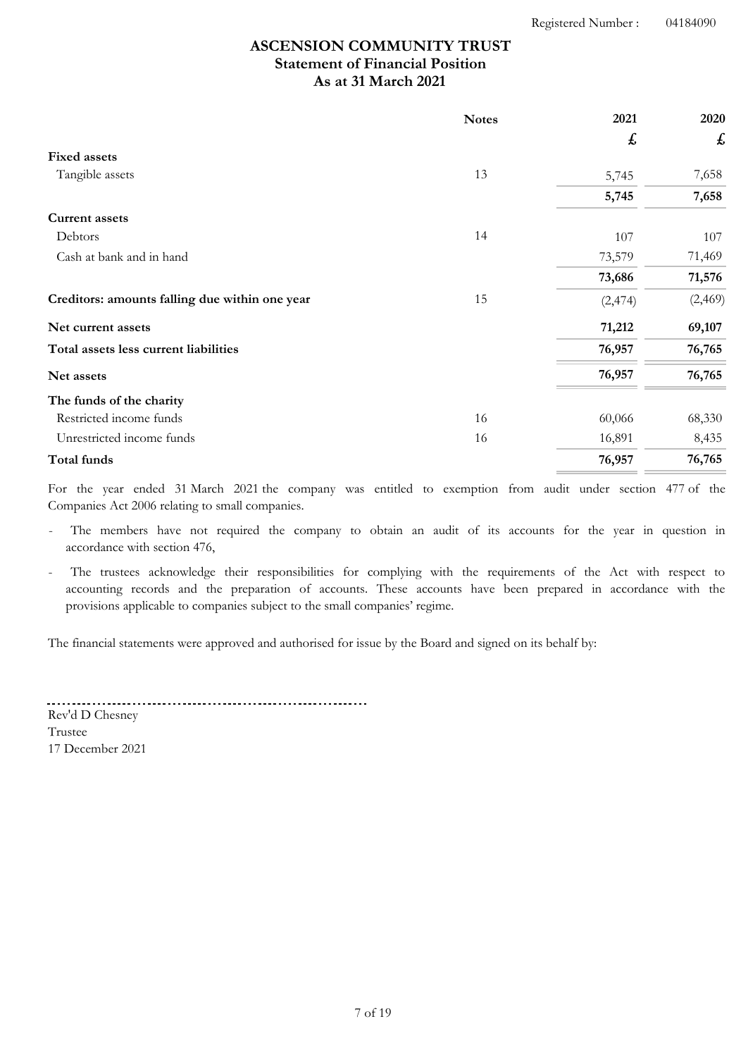Registered Number : 04184090

# ASCENSION COMMUNITY TRUST
## Statement of Financial Position
## As at 31 March 2021

| | Notes | 2021 | 2020 |
|---|---|---|---|
| | | £ | £ |
| **Fixed assets** | | | |
| Tangible assets | 13 | 5,745 | 7,658 |
| | | **5,745** | **7,658** |
| **Current assets** | | | |
| Debtors | 14 | 107 | 107 |
| Cash at bank and in hand | | 73,579 | 71,469 |
| | | **73,686** | **71,576** |
| **Creditors: amounts falling due within one year** | 15 | (2,474) | (2,469) |
| **Net current assets** | | **71,212** | **69,107** |
| **Total assets less current liabilities** | | **76,957** | **76,765** |
| **Net assets** | | **76,957** | **76,765** |
| **The funds of the charity** | | | |
| Restricted income funds | 16 | 60,066 | 68,330 |
| Unrestricted income funds | 16 | 16,891 | 8,435 |
| **Total funds** | | **76,957** | **76,765** |

For the year ended 31 March 2021 the company was entitled to exemption from audit under section 477 of the Companies Act 2006 relating to small companies.

- The members have not required the company to obtain an audit of its accounts for the year in question in accordance with section 476,
- The trustees acknowledge their responsibilities for complying with the requirements of the Act with respect to accounting records and the preparation of accounts. These accounts have been prepared in accordance with the provisions applicable to companies subject to the small companies' regime.

The financial statements were approved and authorised for issue by the Board and signed on its behalf by:

Rev'd D Chesney
Trustee
17 December 2021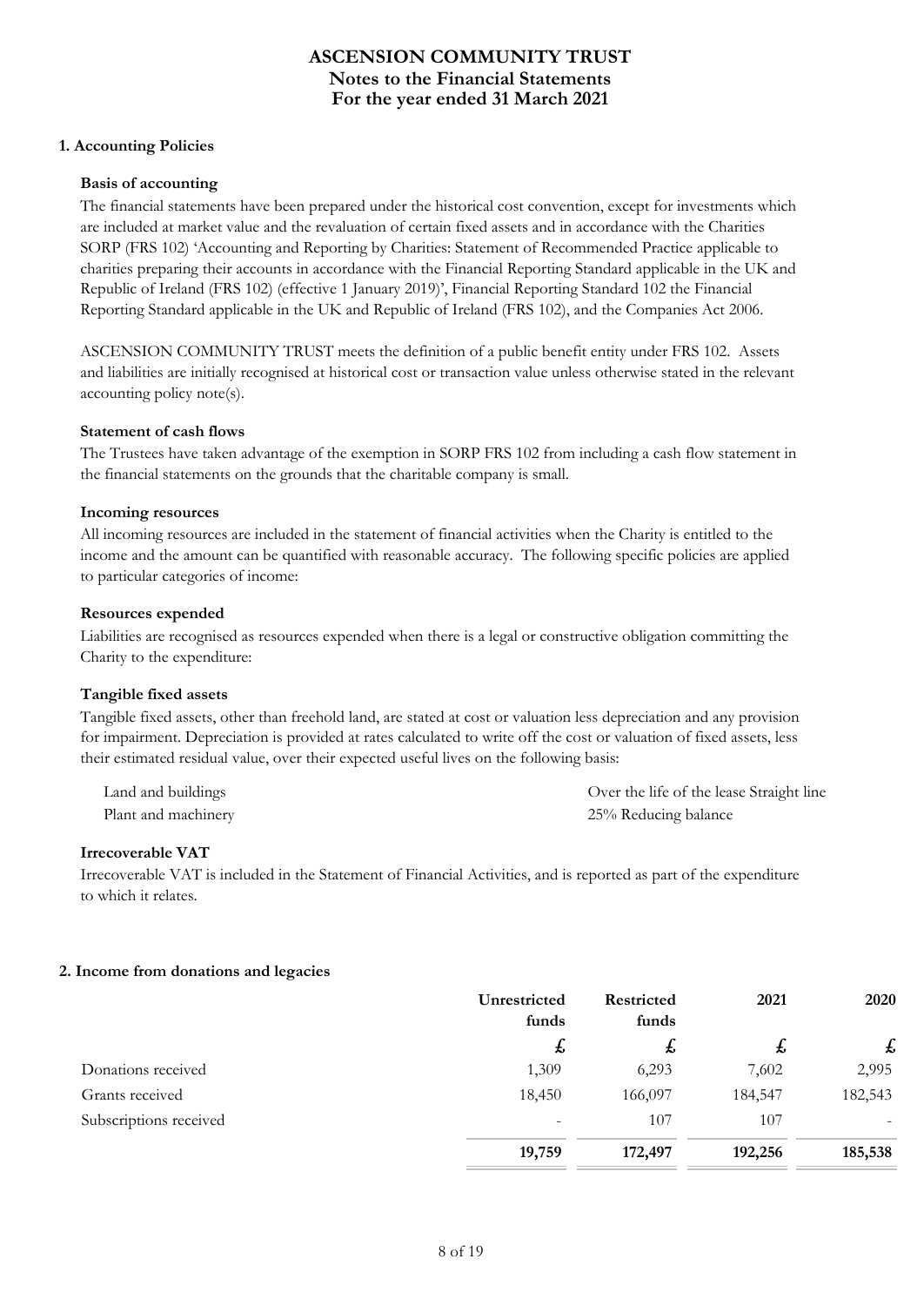# ASCENSION COMMUNITY TRUST
## Notes to the Financial Statements
## For the year ended 31 March 2021

### 1. Accounting Policies

**Basis of accounting**

The financial statements have been prepared under the historical cost convention, except for investments which are included at market value and the revaluation of certain fixed assets and in accordance with the Charities SORP (FRS 102) 'Accounting and Reporting by Charities: Statement of Recommended Practice applicable to charities preparing their accounts in accordance with the Financial Reporting Standard applicable in the UK and Republic of Ireland (FRS 102) (effective 1 January 2019)', Financial Reporting Standard 102 the Financial Reporting Standard applicable in the UK and Republic of Ireland (FRS 102), and the Companies Act 2006.

ASCENSION COMMUNITY TRUST meets the definition of a public benefit entity under FRS 102. Assets and liabilities are initially recognised at historical cost or transaction value unless otherwise stated in the relevant accounting policy note(s).

**Statement of cash flows**

The Trustees have taken advantage of the exemption in SORP FRS 102 from including a cash flow statement in the financial statements on the grounds that the charitable company is small.

**Incoming resources**

All incoming resources are included in the statement of financial activities when the Charity is entitled to the income and the amount can be quantified with reasonable accuracy. The following specific policies are applied to particular categories of income:

**Resources expended**

Liabilities are recognised as resources expended when there is a legal or constructive obligation committing the Charity to the expenditure:

**Tangible fixed assets**

Tangible fixed assets, other than freehold land, are stated at cost or valuation less depreciation and any provision for impairment. Depreciation is provided at rates calculated to write off the cost or valuation of fixed assets, less their estimated residual value, over their expected useful lives on the following basis:

| | |
|---|---|
| Land and buildings | Over the life of the lease Straight line |
| Plant and machinery | 25% Reducing balance |

**Irrecoverable VAT**

Irrecoverable VAT is included in the Statement of Financial Activities, and is reported as part of the expenditure to which it relates.

### 2. Income from donations and legacies

| | Unrestricted funds | Restricted funds | 2021 | 2020 |
|---|---|---|---|---|
| | £ | £ | £ | £ |
| Donations received | 1,309 | 6,293 | 7,602 | 2,995 |
| Grants received | 18,450 | 166,097 | 184,547 | 182,543 |
| Subscriptions received | - | 107 | 107 | - |
| | **19,759** | **172,497** | **192,256** | **185,538** |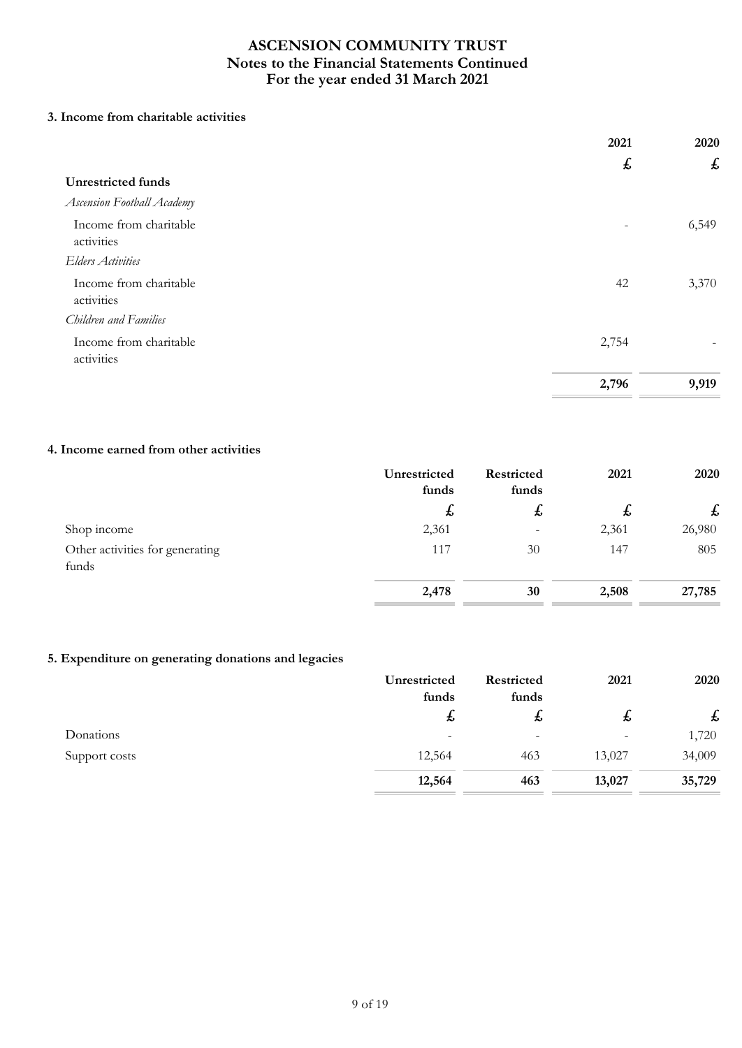# ASCENSION COMMUNITY TRUST
## Notes to the Financial Statements Continued
## For the year ended 31 March 2021

### 3. Income from charitable activities

| | 2021 | 2020 |
|---|---|---|
| | £ | £ |
| **Unrestricted funds** | | |
| *Ascension Football Academy* | | |
| Income from charitable activities | - | 6,549 |
| *Elders Activities* | | |
| Income from charitable activities | 42 | 3,370 |
| *Children and Families* | | |
| Income from charitable activities | 2,754 | - |
| | **2,796** | **9,919** |

### 4. Income earned from other activities

| | Unrestricted funds | Restricted funds | 2021 | 2020 |
|---|---|---|---|---|
| | £ | £ | £ | £ |
| Shop income | 2,361 | - | 2,361 | 26,980 |
| Other activities for generating funds | 117 | 30 | 147 | 805 |
| | **2,478** | **30** | **2,508** | **27,785** |

### 5. Expenditure on generating donations and legacies

| | Unrestricted funds | Restricted funds | 2021 | 2020 |
|---|---|---|---|---|
| | £ | £ | £ | £ |
| Donations | - | - | - | 1,720 |
| Support costs | 12,564 | 463 | 13,027 | 34,009 |
| | **12,564** | **463** | **13,027** | **35,729** |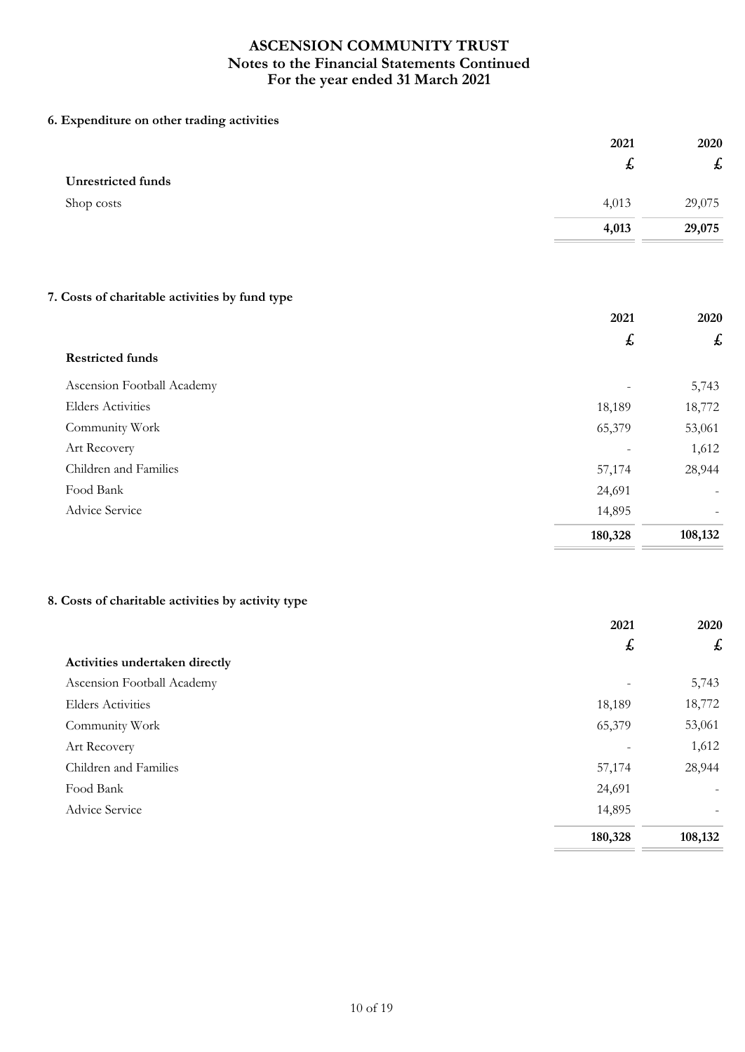# ASCENSION COMMUNITY TRUST
## Notes to the Financial Statements Continued
## For the year ended 31 March 2021

### 6. Expenditure on other trading activities

| | 2021 | 2020 |
|---|---|---|
| | £ | £ |
| **Unrestricted funds** | | |
| Shop costs | 4,013 | 29,075 |
| | **4,013** | **29,075** |

### 7. Costs of charitable activities by fund type

| | 2021 | 2020 |
|---|---|---|
| | £ | £ |
| **Restricted funds** | | |
| Ascension Football Academy | - | 5,743 |
| Elders Activities | 18,189 | 18,772 |
| Community Work | 65,379 | 53,061 |
| Art Recovery | - | 1,612 |
| Children and Families | 57,174 | 28,944 |
| Food Bank | 24,691 | - |
| Advice Service | 14,895 | - |
| | **180,328** | **108,132** |

### 8. Costs of charitable activities by activity type

| | 2021 | 2020 |
|---|---|---|
| | £ | £ |
| **Activities undertaken directly** | | |
| Ascension Football Academy | - | 5,743 |
| Elders Activities | 18,189 | 18,772 |
| Community Work | 65,379 | 53,061 |
| Art Recovery | - | 1,612 |
| Children and Families | 57,174 | 28,944 |
| Food Bank | 24,691 | - |
| Advice Service | 14,895 | - |
| | **180,328** | **108,132** |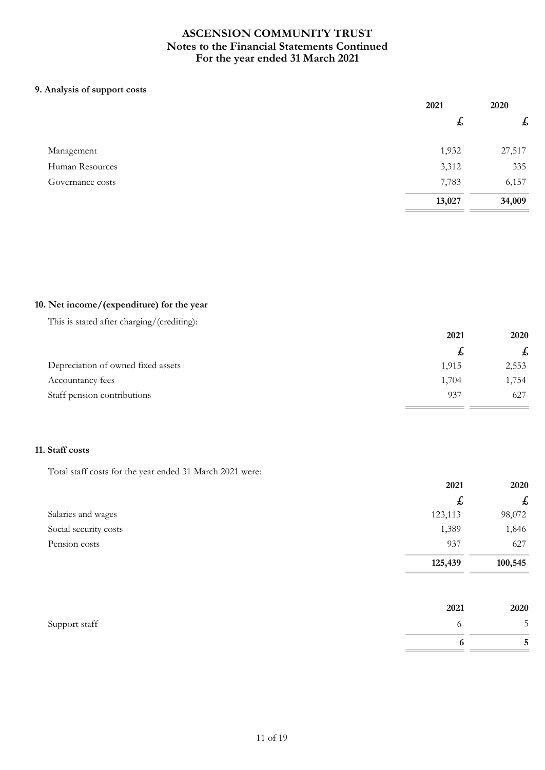# ASCENSION COMMUNITY TRUST
## Notes to the Financial Statements Continued
## For the year ended 31 March 2021

### 9. Analysis of support costs

| | 2021 | 2020 |
|---|---|---|
| | £ | £ |
| Management | 1,932 | 27,517 |
| Human Resources | 3,312 | 335 |
| Governance costs | 7,783 | 6,157 |
| | **13,027** | **34,009** |

### 10. Net income/(expenditure) for the year

This is stated after charging/(crediting):

| | 2021 | 2020 |
|---|---|---|
| | £ | £ |
| Depreciation of owned fixed assets | 1,915 | 2,553 |
| Accountancy fees | 1,704 | 1,754 |
| Staff pension contributions | 937 | 627 |

### 11. Staff costs

Total staff costs for the year ended 31 March 2021 were:

| | 2021 | 2020 |
|---|---|---|
| | £ | £ |
| Salaries and wages | 123,113 | 98,072 |
| Social security costs | 1,389 | 1,846 |
| Pension costs | 937 | 627 |
| | **125,439** | **100,545** |

| | 2021 | 2020 |
|---|---|---|
| Support staff | 6 | 5 |
| | **6** | **5** |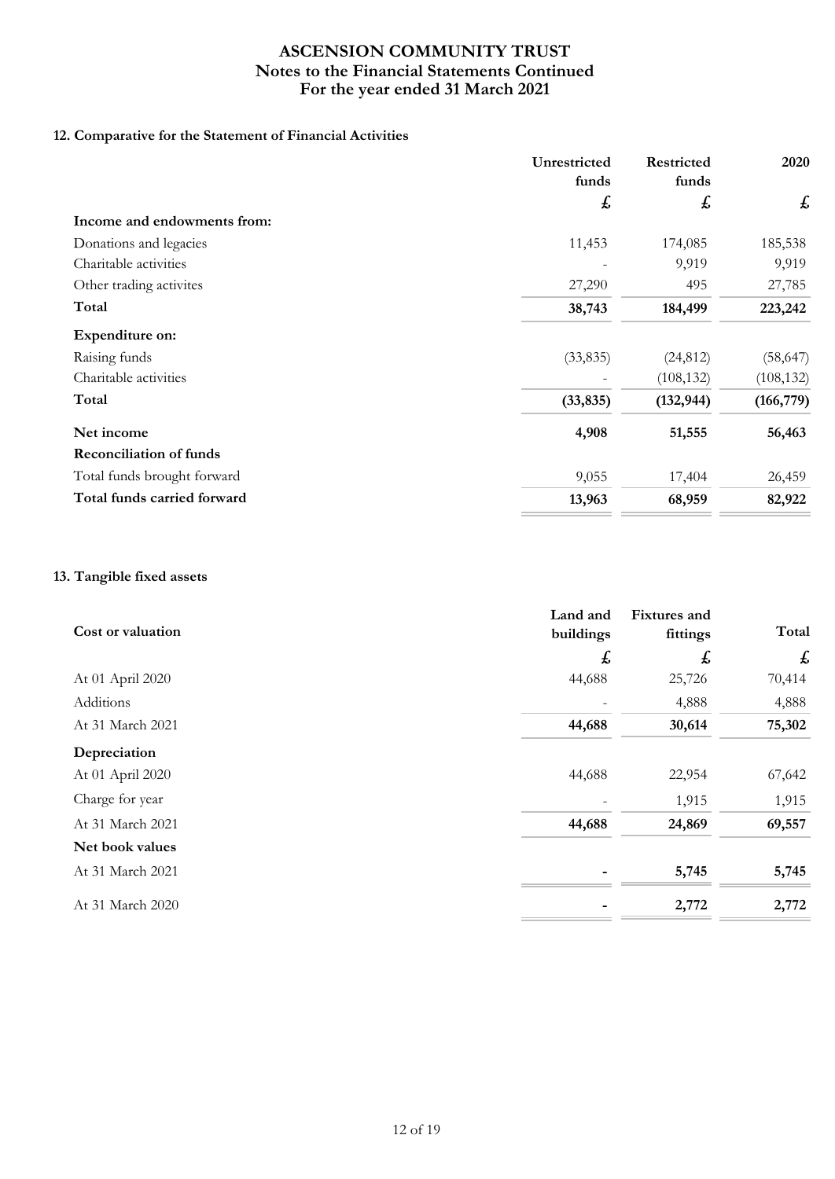**ASCENSION COMMUNITY TRUST**
**Notes to the Financial Statements Continued**
**For the year ended 31 March 2021**

### 12. Comparative for the Statement of Financial Activities

| | Unrestricted funds | Restricted funds | 2020 |
|---|---|---|---|
| | £ | £ | £ |
| **Income and endowments from:** | | | |
| Donations and legacies | 11,453 | 174,085 | 185,538 |
| Charitable activities | - | 9,919 | 9,919 |
| Other trading activites | 27,290 | 495 | 27,785 |
| **Total** | **38,743** | **184,499** | **223,242** |
| **Expenditure on:** | | | |
| Raising funds | (33,835) | (24,812) | (58,647) |
| Charitable activities | - | (108,132) | (108,132) |
| **Total** | **(33,835)** | **(132,944)** | **(166,779)** |
| **Net income** | **4,908** | **51,555** | **56,463** |
| **Reconciliation of funds** | | | |
| Total funds brought forward | 9,055 | 17,404 | 26,459 |
| **Total funds carried forward** | **13,963** | **68,959** | **82,922** |

### 13. Tangible fixed assets

| Cost or valuation | Land and buildings | Fixtures and fittings | Total |
|---|---|---|---|
| | £ | £ | £ |
| At 01 April 2020 | 44,688 | 25,726 | 70,414 |
| Additions | - | 4,888 | 4,888 |
| At 31 March 2021 | **44,688** | **30,614** | **75,302** |
| **Depreciation** | | | |
| At 01 April 2020 | 44,688 | 22,954 | 67,642 |
| Charge for year | - | 1,915 | 1,915 |
| At 31 March 2021 | **44,688** | **24,869** | **69,557** |
| **Net book values** | | | |
| At 31 March 2021 | **-** | **5,745** | **5,745** |
| At 31 March 2020 | **-** | **2,772** | **2,772** |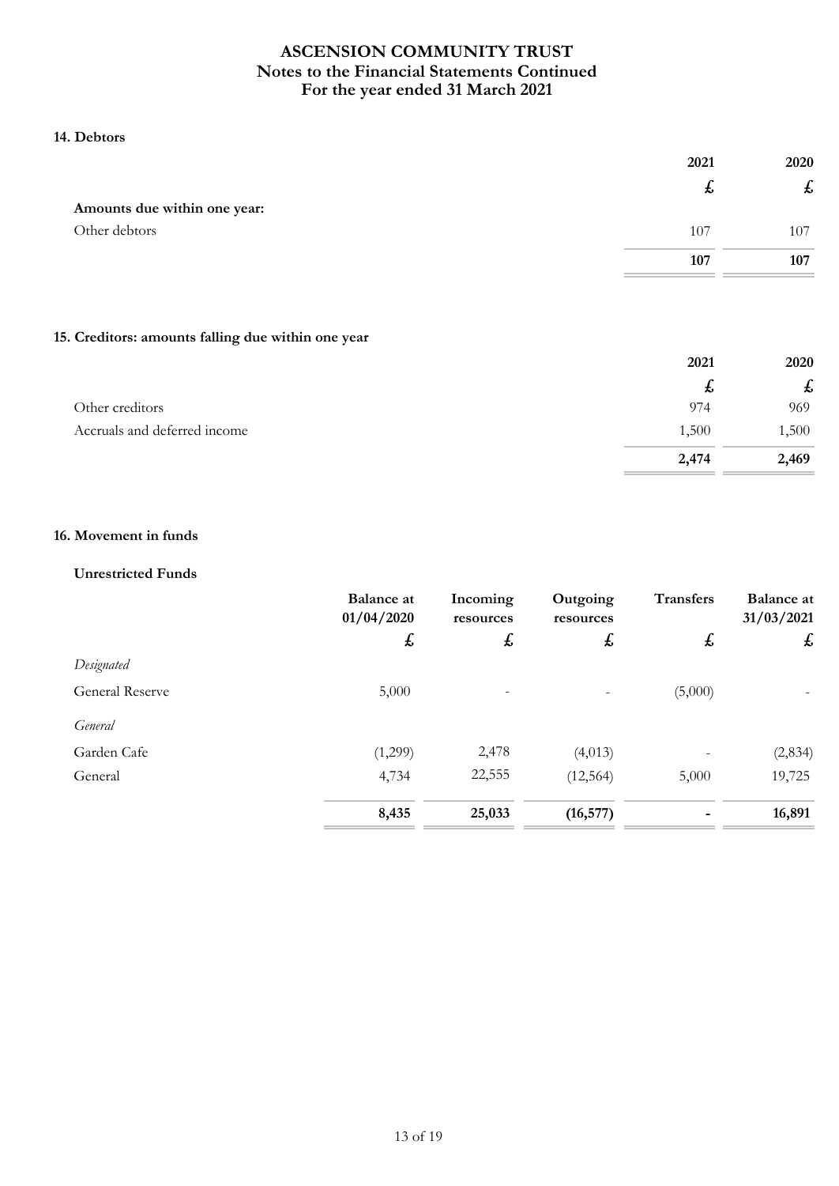# ASCENSION COMMUNITY TRUST
## Notes to the Financial Statements Continued
## For the year ended 31 March 2021

### 14. Debtors

| | 2021 | 2020 |
|---|---|---|
| | £ | £ |
| **Amounts due within one year:** | | |
| Other debtors | 107 | 107 |
| | **107** | **107** |

### 15. Creditors: amounts falling due within one year

| | 2021 | 2020 |
|---|---|---|
| | £ | £ |
| Other creditors | 974 | 969 |
| Accruals and deferred income | 1,500 | 1,500 |
| | **2,474** | **2,469** |

### 16. Movement in funds

**Unrestricted Funds**

| | Balance at 01/04/2020 | Incoming resources | Outgoing resources | Transfers | Balance at 31/03/2021 |
|---|---|---|---|---|---|
| | £ | £ | £ | £ | £ |
| *Designated* | | | | | |
| General Reserve | 5,000 | - | - | (5,000) | - |
| *General* | | | | | |
| Garden Cafe | (1,299) | 2,478 | (4,013) | - | (2,834) |
| General | 4,734 | 22,555 | (12,564) | 5,000 | 19,725 |
| | **8,435** | **25,033** | **(16,577)** | **-** | **16,891** |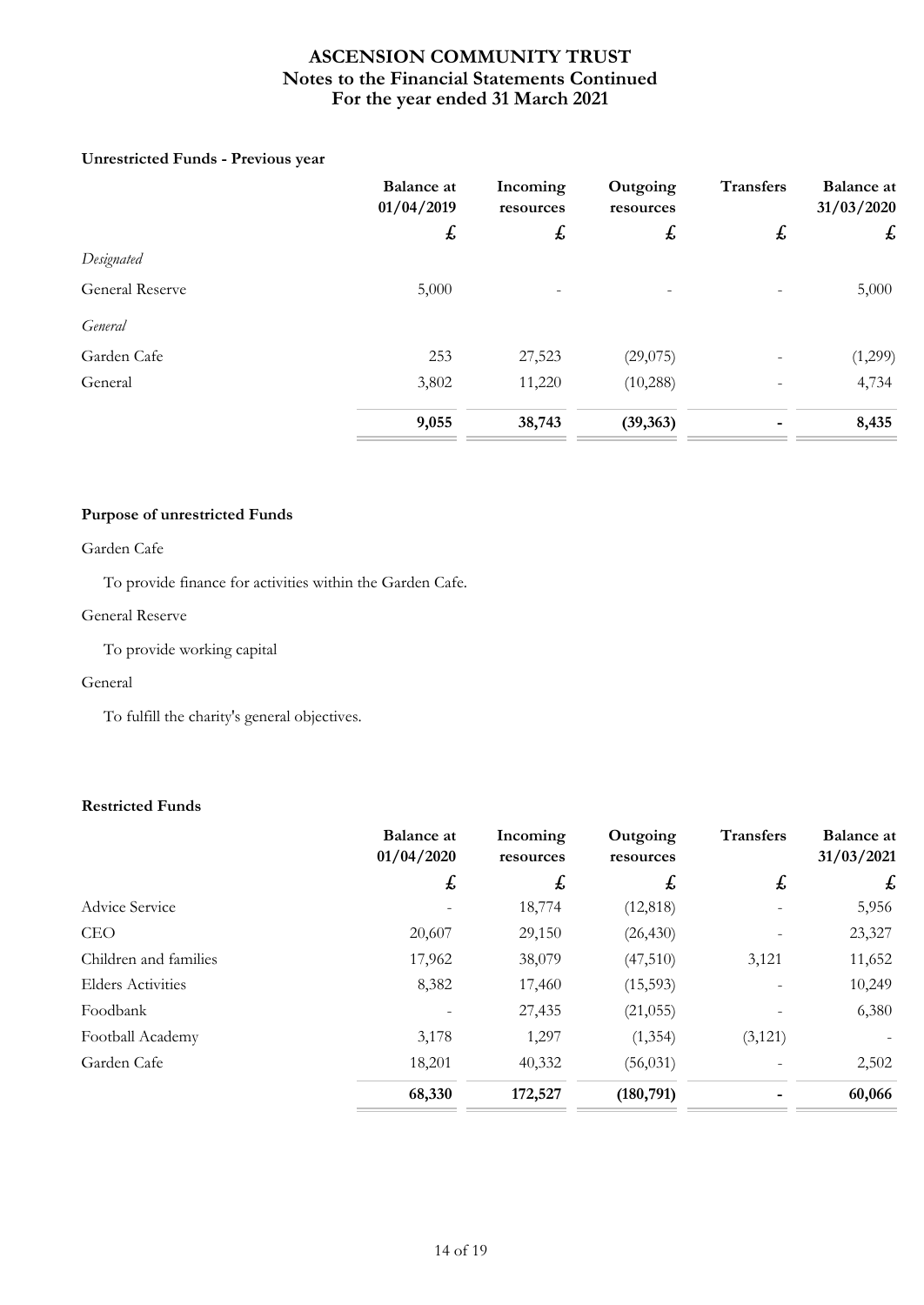### Unrestricted Funds - Previous year

| | Balance at 01/04/2019 | Incoming resources | Outgoing resources | Transfers | Balance at 31/03/2020 |
|---|---|---|---|---|---|
| | £ | £ | £ | £ | £ |
| *Designated* | | | | | |
| General Reserve | 5,000 | - | - | - | 5,000 |
| *General* | | | | | |
| Garden Cafe | 253 | 27,523 | (29,075) | - | (1,299) |
| General | 3,802 | 11,220 | (10,288) | - | 4,734 |
| | **9,055** | **38,743** | **(39,363)** | **-** | **8,435** |

### Purpose of unrestricted Funds

Garden Cafe

To provide finance for activities within the Garden Cafe.

General Reserve

To provide working capital

General

To fulfill the charity's general objectives.

### Restricted Funds

| | Balance at 01/04/2020 | Incoming resources | Outgoing resources | Transfers | Balance at 31/03/2021 |
|---|---|---|---|---|---|
| | £ | £ | £ | £ | £ |
| Advice Service | - | 18,774 | (12,818) | - | 5,956 |
| CEO | 20,607 | 29,150 | (26,430) | - | 23,327 |
| Children and families | 17,962 | 38,079 | (47,510) | 3,121 | 11,652 |
| Elders Activities | 8,382 | 17,460 | (15,593) | - | 10,249 |
| Foodbank | - | 27,435 | (21,055) | - | 6,380 |
| Football Academy | 3,178 | 1,297 | (1,354) | (3,121) | - |
| Garden Cafe | 18,201 | 40,332 | (56,031) | - | 2,502 |
| | **68,330** | **172,527** | **(180,791)** | **-** | **60,066** |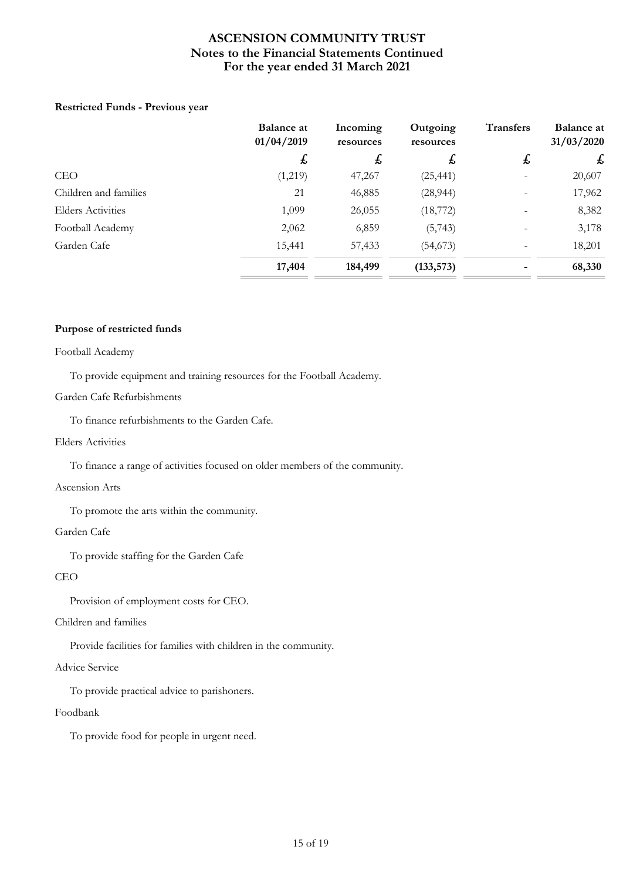# ASCENSION COMMUNITY TRUST
## Notes to the Financial Statements Continued
## For the year ended 31 March 2021

**Restricted Funds - Previous year**

| | Balance at 01/04/2019 | Incoming resources | Outgoing resources | Transfers | Balance at 31/03/2020 |
|---|---|---|---|---|---|
| | £ | £ | £ | £ | £ |
| CEO | (1,219) | 47,267 | (25,441) | - | 20,607 |
| Children and families | 21 | 46,885 | (28,944) | - | 17,962 |
| Elders Activities | 1,099 | 26,055 | (18,772) | - | 8,382 |
| Football Academy | 2,062 | 6,859 | (5,743) | - | 3,178 |
| Garden Cafe | 15,441 | 57,433 | (54,673) | - | 18,201 |
| | **17,404** | **184,499** | **(133,573)** | **-** | **68,330** |

**Purpose of restricted funds**

Football Academy

To provide equipment and training resources for the Football Academy.

Garden Cafe Refurbishments

To finance refurbishments to the Garden Cafe.

Elders Activities

To finance a range of activities focused on older members of the community.

Ascension Arts

To promote the arts within the community.

Garden Cafe

To provide staffing for the Garden Cafe

CEO

Provision of employment costs for CEO.

Children and families

Provide facilities for families with children in the community.

Advice Service

To provide practical advice to parishoners.

Foodbank

To provide food for people in urgent need.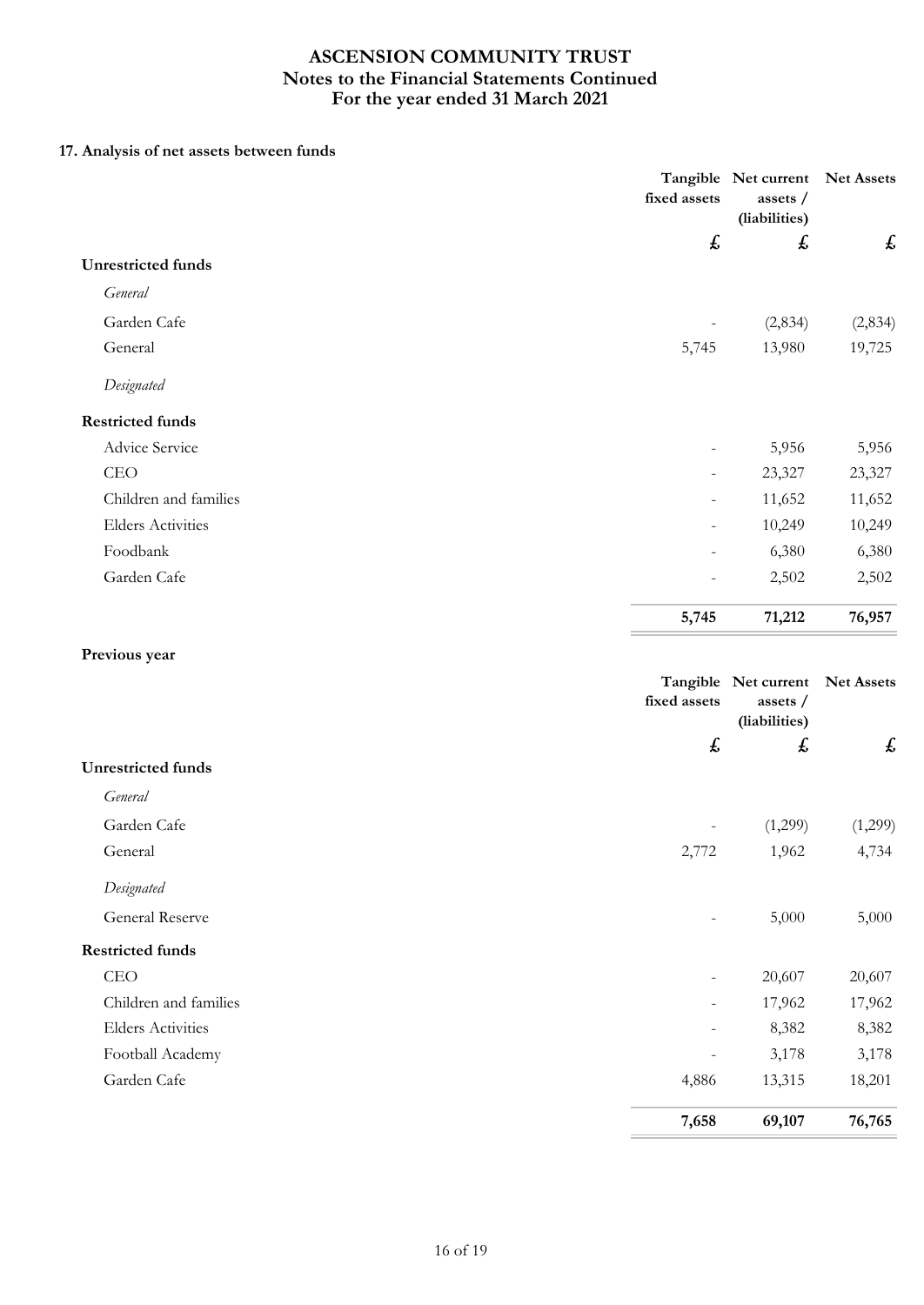## 17. Analysis of net assets between funds

| | Tangible fixed assets | Net current assets / (liabilities) | Net Assets |
|---|---|---|---|
| | £ | £ | £ |
| **Unrestricted funds** | | | |
| *General* | | | |
| Garden Cafe | - | (2,834) | (2,834) |
| General | 5,745 | 13,980 | 19,725 |
| *Designated* | | | |
| **Restricted funds** | | | |
| Advice Service | - | 5,956 | 5,956 |
| CEO | - | 23,327 | 23,327 |
| Children and families | - | 11,652 | 11,652 |
| Elders Activities | - | 10,249 | 10,249 |
| Foodbank | - | 6,380 | 6,380 |
| Garden Cafe | - | 2,502 | 2,502 |
| | **5,745** | **71,212** | **76,957** |

**Previous year**

| | Tangible fixed assets | Net current assets / (liabilities) | Net Assets |
|---|---|---|---|
| | £ | £ | £ |
| **Unrestricted funds** | | | |
| *General* | | | |
| Garden Cafe | - | (1,299) | (1,299) |
| General | 2,772 | 1,962 | 4,734 |
| *Designated* | | | |
| General Reserve | - | 5,000 | 5,000 |
| **Restricted funds** | | | |
| CEO | - | 20,607 | 20,607 |
| Children and families | - | 17,962 | 17,962 |
| Elders Activities | - | 8,382 | 8,382 |
| Football Academy | - | 3,178 | 3,178 |
| Garden Cafe | 4,886 | 13,315 | 18,201 |
| | **7,658** | **69,107** | **76,765** |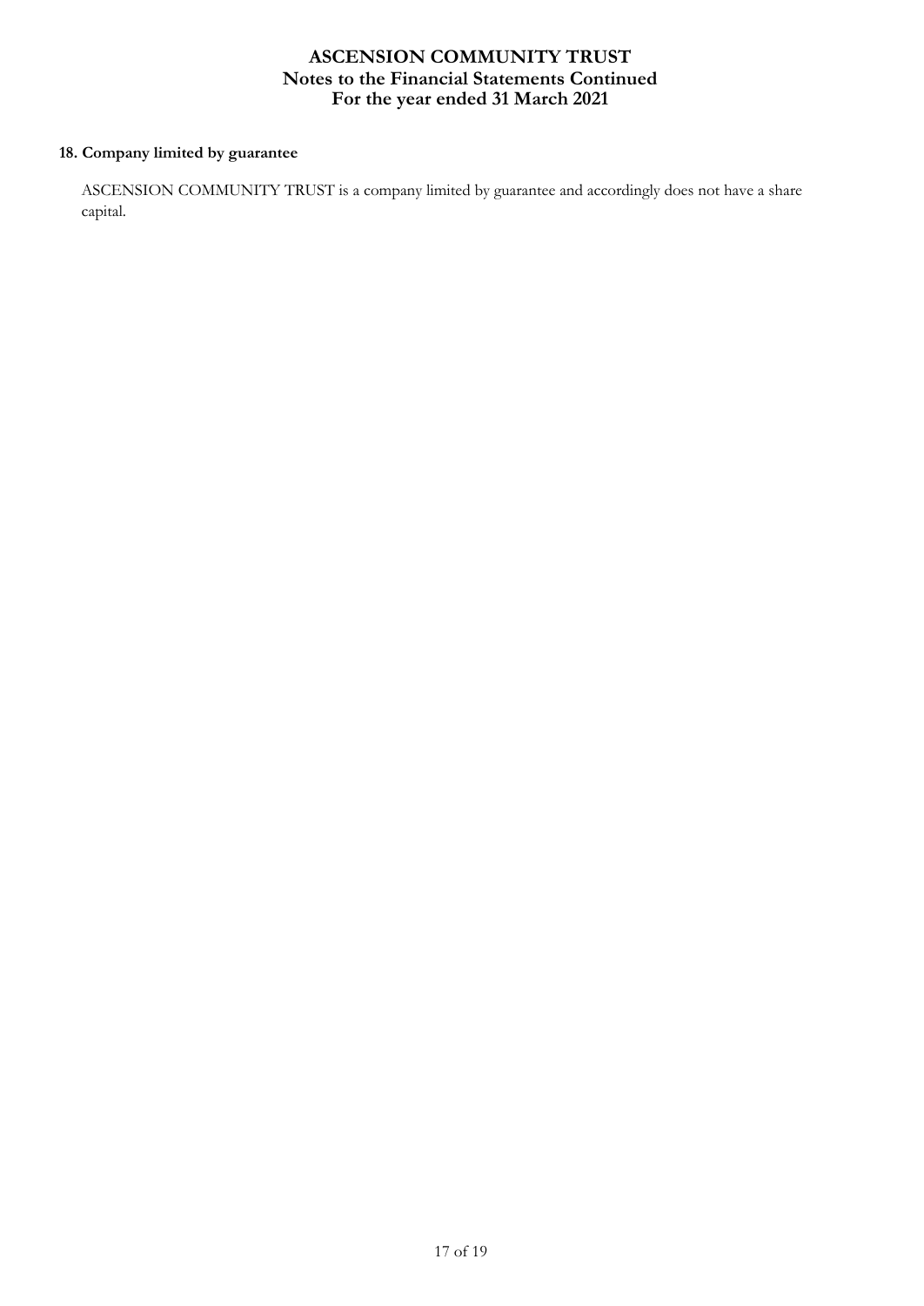#### 18. Company limited by guarantee

ASCENSION COMMUNITY TRUST is a company limited by guarantee and accordingly does not have a share capital.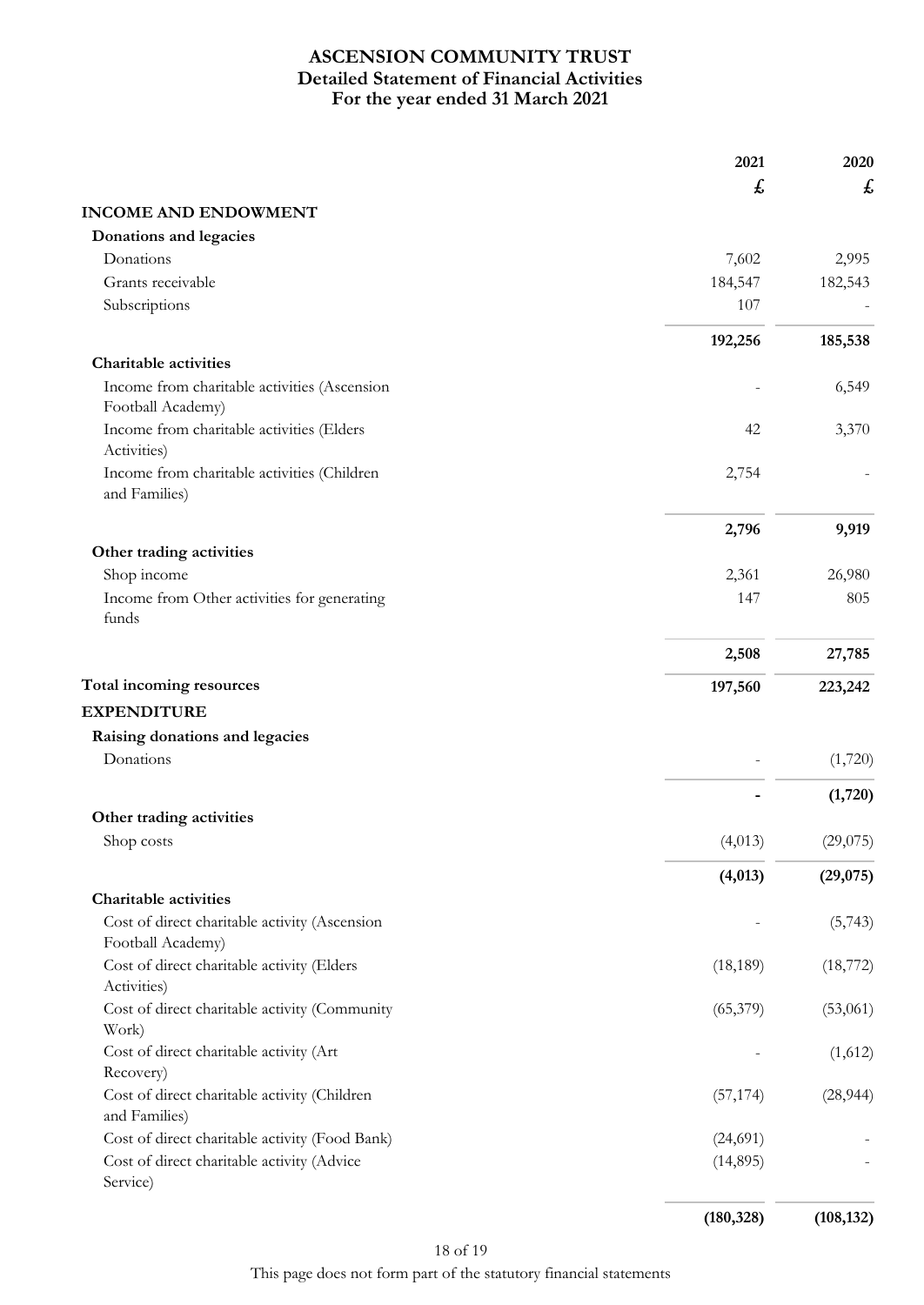# ASCENSION COMMUNITY TRUST

## Detailed Statement of Financial Activities

## For the year ended 31 March 2021

| | 2021 | 2020 |
|---|---|---|
| | £ | £ |
| **INCOME AND ENDOWMENT** | | |
| **Donations and legacies** | | |
| Donations | 7,602 | 2,995 |
| Grants receivable | 184,547 | 182,543 |
| Subscriptions | 107 | - |
| | **192,256** | **185,538** |
| **Charitable activities** | | |
| Income from charitable activities (Ascension Football Academy) | - | 6,549 |
| Income from charitable activities (Elders Activities) | 42 | 3,370 |
| Income from charitable activities (Children and Families) | 2,754 | - |
| | **2,796** | **9,919** |
| **Other trading activities** | | |
| Shop income | 2,361 | 26,980 |
| Income from Other activities for generating funds | 147 | 805 |
| | **2,508** | **27,785** |
| **Total incoming resources** | **197,560** | **223,242** |
| **EXPENDITURE** | | |
| **Raising donations and legacies** | | |
| Donations | - | (1,720) |
| | **-** | **(1,720)** |
| **Other trading activities** | | |
| Shop costs | (4,013) | (29,075) |
| | **(4,013)** | **(29,075)** |
| **Charitable activities** | | |
| Cost of direct charitable activity (Ascension Football Academy) | - | (5,743) |
| Cost of direct charitable activity (Elders Activities) | (18,189) | (18,772) |
| Cost of direct charitable activity (Community Work) | (65,379) | (53,061) |
| Cost of direct charitable activity (Art Recovery) | - | (1,612) |
| Cost of direct charitable activity (Children and Families) | (57,174) | (28,944) |
| Cost of direct charitable activity (Food Bank) | (24,691) | - |
| Cost of direct charitable activity (Advice Service) | (14,895) | - |
| | **(180,328)** | **(108,132)** |

This page does not form part of the statutory financial statements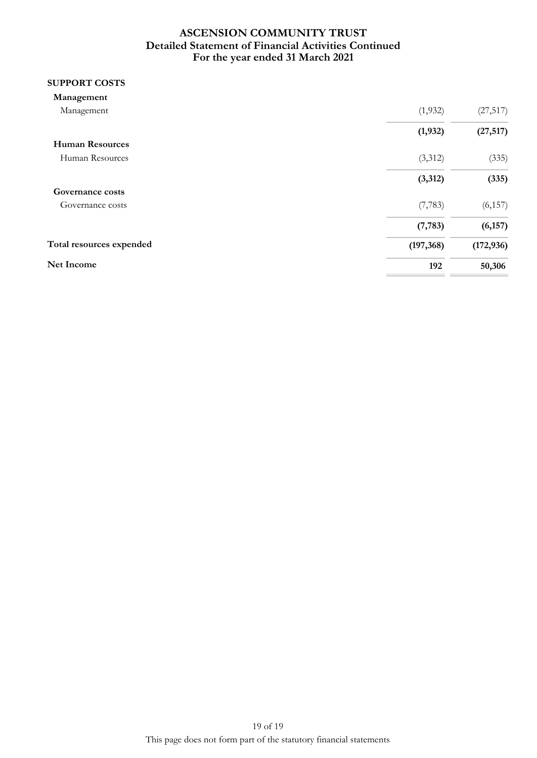# ASCENSION COMMUNITY TRUST
## Detailed Statement of Financial Activities Continued
## For the year ended 31 March 2021

| | | |
|---|---|---|
| **SUPPORT COSTS** | | |
| **Management** | | |
| Management | (1,932) | (27,517) |
| | **(1,932)** | **(27,517)** |
| **Human Resources** | | |
| Human Resources | (3,312) | (335) |
| | **(3,312)** | **(335)** |
| **Governance costs** | | |
| Governance costs | (7,783) | (6,157) |
| | **(7,783)** | **(6,157)** |
| **Total resources expended** | **(197,368)** | **(172,936)** |
| **Net Income** | **192** | **50,306** |

This page does not form part of the statutory financial statements